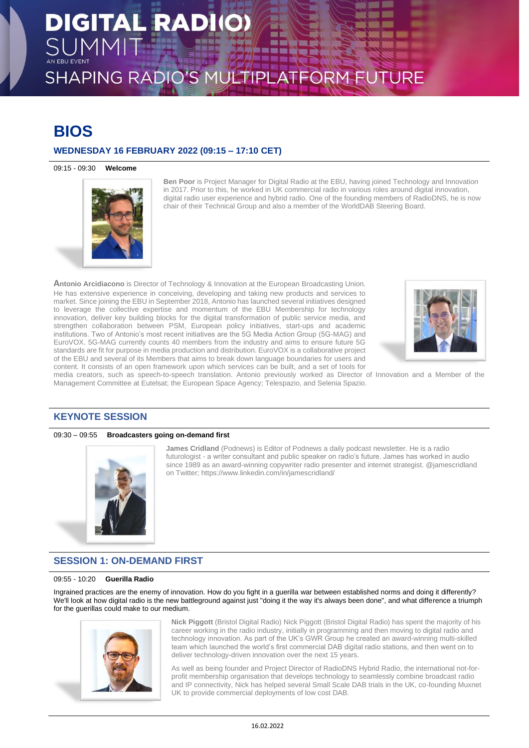# DIGITAL RADI(O) SUMMIT

AN EBU EVENT

SHAPING RADIO'S MULTIPLATFORM FUTURE

## BIOS

### WEDNESDAY 16 FEBRUARY 2022 (09:15 – 17:10 CET)

09:15 - 09:30 **Welcome**

**Ben Poor** is Project Manager for Digital Radio at the EBU, having joined Technology and Innovation in 2017. Prior to this, he worked in UK commercial radio in various roles around digital innovation, digital radio user experience and hybrid radio. One of the founding members of RadioDNS, he is now chair of their Technical Group and also a member of the WorldDAB Steering Board.

**Antonio Arcidiacono** is Director of Technology & Innovation at the European Broadcasting Union. He has extensive experience in conceiving, developing and taking new products and services to market. Since joining the EBU in September 2018, Antonio has launched several initiatives designed to leverage the collective expertise and momentum of the EBU Membership for technology innovation, deliver key building blocks for the digital transformation of public service media, and strengthen collaboration between PSM, European policy initiatives, start-ups and academic institutions. Two of Antonio's most recent initiatives are the 5G Media Action Group (5G-MAG) and EuroVOX. 5G-MAG currently counts 40 members from the industry and aims to ensure future 5G standards are fit for purpose in media production and distribution. EuroVOX is a collaborative project of the EBU and several of its Members that aims to break down language boundaries for users and content. It consists of an open framework upon which services can be built, and a set of tools for media creators, such as speech-to-speech translation. Antonio previously worked as Director of Innovation and a Member of the Management Committee at Eutelsat; the European Space Agency; Telespazio, and Selenia Spazio.

## KEYNOTE SESSION

09:30 – 09:55 **Broadcasters going on-demand first**

**James Cridland** (Podnews) is Editor of Podnews a daily podcast newsletter. He is a radio futurologist - a writer consultant and public speaker on radio's future. James has worked in audio since 1989 as an award-winning copywriter radio presenter and internet strategist. @jamescridland on Twitter; https://www.linkedin.com/in/jamescridland/

## SESSION 1: ON-DEMAND FIRST

09:55 - 10:20 **Guerilla Radio**

Ingrained practices are the enemy of innovation. How do you fight in a guerilla war between established norms and doing it differently? We'll look at how digital radio is the new battleground against just "doing it the way it's always been done", and what difference a triumph for the guerillas could make to our medium.

**Nick Piggott** (Bristol Digital Radio) Nick Piggott (Bristol Digital Radio) has spent the majority of his career working in the radio industry, initially in programming and then moving to digital radio and technology innovation. As part of the UK's GWR Group he created an award-winning multi-skilled team which launched the world's first commercial DAB digital radio stations, and then went on to deliver technology-driven innovation over the next 15 years.

As well as being founder and Project Director of RadioDNS Hybrid Radio, the international not-for-profit membership organisation that develops technology to seamlessly combine broadcast radio and IP connectivity, Nick has helped several Small Scale DAB trials in the UK, co-founding Muxnet UK to provide commercial deployments of low cost DAB.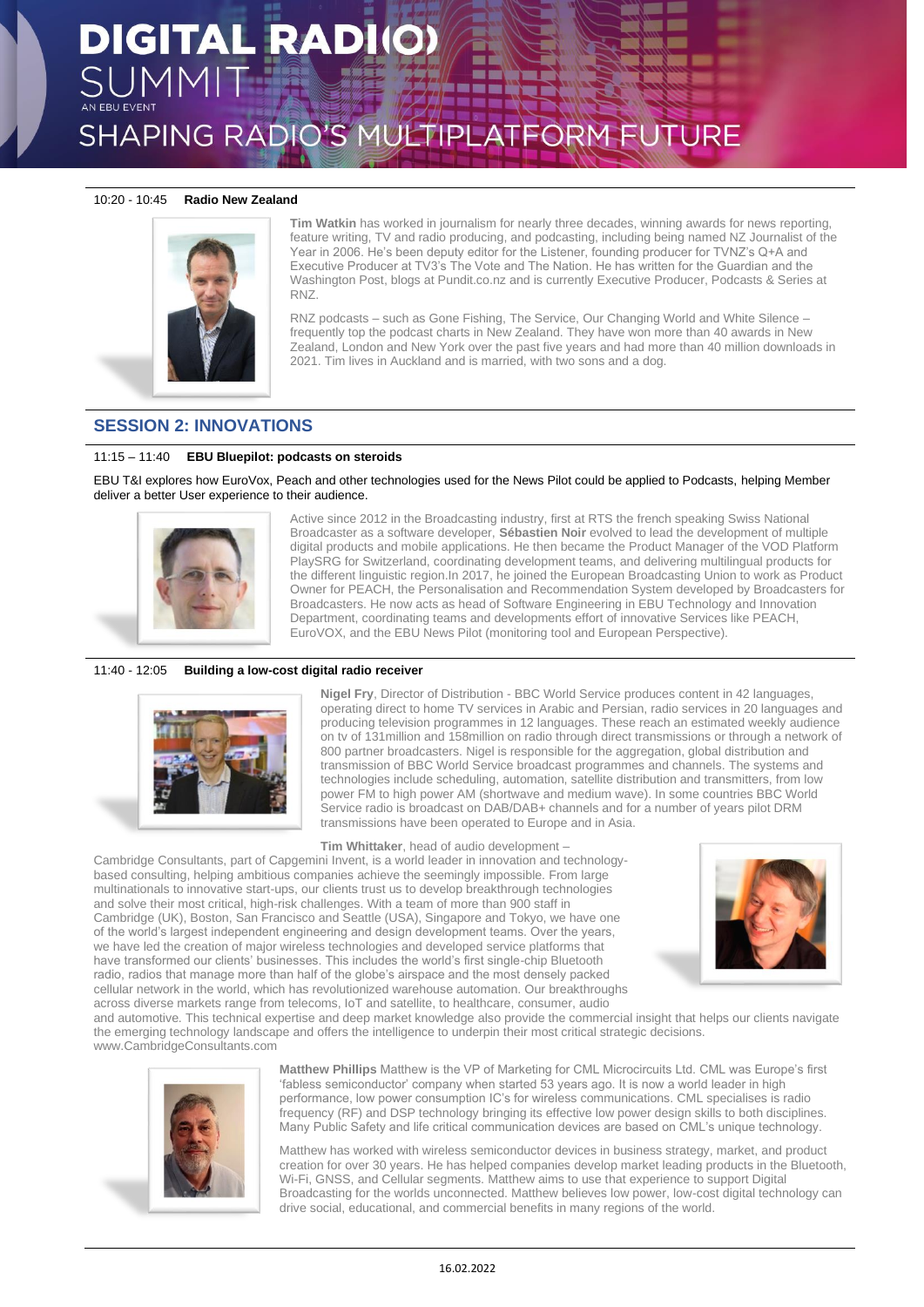10:20 - 10:45 **Radio New Zealand**

**Tim Watkin** has worked in journalism for nearly three decades, winning awards for news reporting, feature writing, TV and radio producing, and podcasting, including being named NZ Journalist of the Year in 2006. He's been deputy editor for the Listener, founding producer for TVNZ's Q+A and Executive Producer at TV3's The Vote and The Nation. He has written for the Guardian and the Washington Post, blogs at Pundit.co.nz and is currently Executive Producer, Podcasts & Series at RNZ.

RNZ podcasts – such as Gone Fishing, The Service, Our Changing World and White Silence – frequently top the podcast charts in New Zealand. They have won more than 40 awards in New Zealand, London and New York over the past five years and had more than 40 million downloads in 2021. Tim lives in Auckland and is married, with two sons and a dog.

## SESSION 2: INNOVATIONS

11:15 – 11:40 **EBU Bluepilot: podcasts on steroids**

EBU T&I explores how EuroVox, Peach and other technologies used for the News Pilot could be applied to Podcasts, helping Member deliver a better User experience to their audience.

Active since 2012 in the Broadcasting industry, first at RTS the french speaking Swiss National Broadcaster as a software developer, **Sébastien Noir** evolved to lead the development of multiple digital products and mobile applications. He then became the Product Manager of the VOD Platform PlaySRG for Switzerland, coordinating development teams, and delivering multilingual products for the different linguistic region.In 2017, he joined the European Broadcasting Union to work as Product Owner for PEACH, the Personalisation and Recommendation System developed by Broadcasters for Broadcasters. He now acts as head of Software Engineering in EBU Technology and Innovation Department, coordinating teams and developments effort of innovative Services like PEACH, EuroVOX, and the EBU News Pilot (monitoring tool and European Perspective).

11:40 - 12:05 **Building a low-cost digital radio receiver**

**Nigel Fry**, Director of Distribution - BBC World Service produces content in 42 languages, operating direct to home TV services in Arabic and Persian, radio services in 20 languages and producing television programmes in 12 languages. These reach an estimated weekly audience on tv of 131million and 158million on radio through direct transmissions or through a network of 800 partner broadcasters. Nigel is responsible for the aggregation, global distribution and transmission of BBC World Service broadcast programmes and channels. The systems and technologies include scheduling, automation, satellite distribution and transmitters, from low power FM to high power AM (shortwave and medium wave). In some countries BBC World Service radio is broadcast on DAB/DAB+ channels and for a number of years pilot DRM transmissions have been operated to Europe and in Asia.

**Tim Whittaker**, head of audio development – Cambridge Consultants, part of Capgemini Invent, is a world leader in innovation and technology-based consulting, helping ambitious companies achieve the seemingly impossible. From large multinationals to innovative start-ups, our clients trust us to develop breakthrough technologies and solve their most critical, high-risk challenges. With a team of more than 900 staff in Cambridge (UK), Boston, San Francisco and Seattle (USA), Singapore and Tokyo, we have one of the world's largest independent engineering and design development teams. Over the years, we have led the creation of major wireless technologies and developed service platforms that have transformed our clients' businesses. This includes the world's first single-chip Bluetooth radio, radios that manage more than half of the globe's airspace and the most densely packed cellular network in the world, which has revolutionized warehouse automation. Our breakthroughs across diverse markets range from telecoms, IoT and satellite, to healthcare, consumer, audio and automotive. This technical expertise and deep market knowledge also provide the commercial insight that helps our clients navigate the emerging technology landscape and offers the intelligence to underpin their most critical strategic decisions. www.CambridgeConsultants.com

**Matthew Phillips** Matthew is the VP of Marketing for CML Microcircuits Ltd. CML was Europe's first 'fabless semiconductor' company when started 53 years ago. It is now a world leader in high performance, low power consumption IC's for wireless communications. CML specialises is radio frequency (RF) and DSP technology bringing its effective low power design skills to both disciplines. Many Public Safety and life critical communication devices are based on CML's unique technology.

Matthew has worked with wireless semiconductor devices in business strategy, market, and product creation for over 30 years. He has helped companies develop market leading products in the Bluetooth, Wi-Fi, GNSS, and Cellular segments. Matthew aims to use that experience to support Digital Broadcasting for the worlds unconnected. Matthew believes low power, low-cost digital technology can drive social, educational, and commercial benefits in many regions of the world.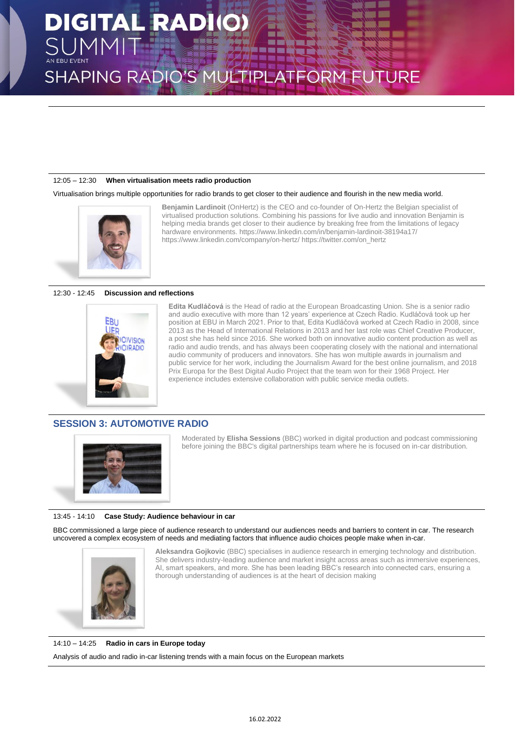12:05 – 12:30 **When virtualisation meets radio production**

Virtualisation brings multiple opportunities for radio brands to get closer to their audience and flourish in the new media world.

**Benjamin Lardinoit** (OnHertz) is the CEO and co-founder of On-Hertz the Belgian specialist of virtualised production solutions. Combining his passions for live audio and innovation Benjamin is helping media brands get closer to their audience by breaking free from the limitations of legacy hardware environments. https://www.linkedin.com/in/benjamin-lardinoit-38194a17/ https://www.linkedin.com/company/on-hertz/ https://twitter.com/on_hertz

12:30 - 12:45 **Discussion and reflections**

**Edita Kudláčová** is the Head of radio at the European Broadcasting Union. She is a senior radio and audio executive with more than 12 years' experience at Czech Radio. Kudláčová took up her position at EBU in March 2021. Prior to that, Edita Kudláčová worked at Czech Radio in 2008, since 2013 as the Head of International Relations in 2013 and her last role was Chief Creative Producer, a post she has held since 2016. She worked both on innovative audio content production as well as radio and audio trends, and has always been cooperating closely with the national and international audio community of producers and innovators. She has won multiple awards in journalism and public service for her work, including the Journalism Award for the best online journalism, and 2018 Prix Europa for the Best Digital Audio Project that the team won for their 1968 Project. Her experience includes extensive collaboration with public service media outlets.

## SESSION 3: AUTOMOTIVE RADIO

Moderated by **Elisha Sessions** (BBC) worked in digital production and podcast commissioning before joining the BBC's digital partnerships team where he is focused on in-car distribution.

13:45 - 14:10 **Case Study: Audience behaviour in car**

BBC commissioned a large piece of audience research to understand our audiences needs and barriers to content in car. The research uncovered a complex ecosystem of needs and mediating factors that influence audio choices people make when in-car.

**Aleksandra Gojkovic** (BBC) specialises in audience research in emerging technology and distribution. She delivers industry-leading audience and market insight across areas such as immersive experiences, AI, smart speakers, and more. She has been leading BBC's research into connected cars, ensuring a thorough understanding of audiences is at the heart of decision making

14:10 – 14:25 **Radio in cars in Europe today**

Analysis of audio and radio in-car listening trends with a main focus on the European markets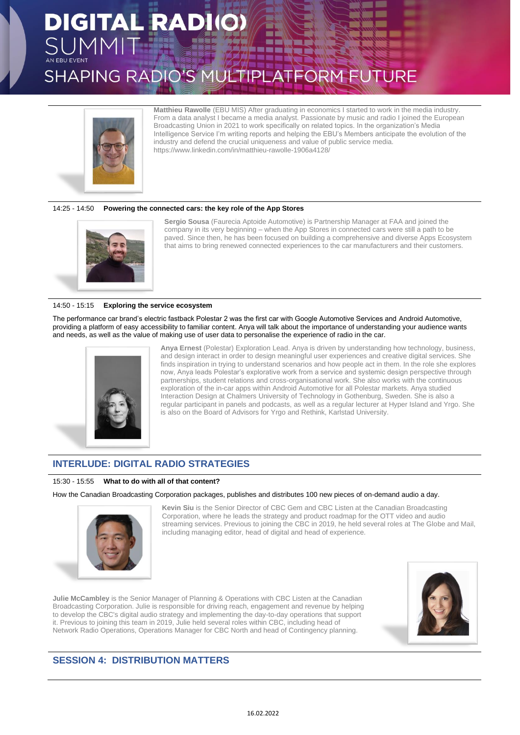**Matthieu Rawolle** (EBU MIS) After graduating in economics I started to work in the media industry. From a data analyst I became a media analyst. Passionate by music and radio I joined the European Broadcasting Union in 2021 to work specifically on related topics. In the organization's Media Intelligence Service I'm writing reports and helping the EBU's Members anticipate the evolution of the industry and defend the crucial uniqueness and value of public service media. https://www.linkedin.com/in/matthieu-rawolle-1906a4128/

14:25 - 14:50 **Powering the connected cars: the key role of the App Stores**

**Sergio Sousa** (Faurecia Aptoide Automotive) is Partnership Manager at FAA and joined the company in its very beginning – when the App Stores in connected cars were still a path to be paved. Since then, he has been focused on building a comprehensive and diverse Apps Ecosystem that aims to bring renewed connected experiences to the car manufacturers and their customers.

14:50 - 15:15 **Exploring the service ecosystem**

The performance car brand's electric fastback Polestar 2 was the first car with Google Automotive Services and Android Automotive, providing a platform of easy accessibility to familiar content. Anya will talk about the importance of understanding your audience wants and needs, as well as the value of making use of user data to personalise the experience of radio in the car.

**Anya Ernest** (Polestar) Exploration Lead. Anya is driven by understanding how technology, business, and design interact in order to design meaningful user experiences and creative digital services. She finds inspiration in trying to understand scenarios and how people act in them. In the role she explores now, Anya leads Polestar's explorative work from a service and systemic design perspective through partnerships, student relations and cross-organisational work. She also works with the continuous exploration of the in-car apps within Android Automotive for all Polestar markets. Anya studied Interaction Design at Chalmers University of Technology in Gothenburg, Sweden. She is also a regular participant in panels and podcasts, as well as a regular lecturer at Hyper Island and Yrgo. She is also on the Board of Advisors for Yrgo and Rethink, Karlstad University.

## INTERLUDE: DIGITAL RADIO STRATEGIES

15:30 - 15:55 **What to do with all of that content?**

How the Canadian Broadcasting Corporation packages, publishes and distributes 100 new pieces of on-demand audio a day.

**Kevin Siu** is the Senior Director of CBC Gem and CBC Listen at the Canadian Broadcasting Corporation, where he leads the strategy and product roadmap for the OTT video and audio streaming services. Previous to joining the CBC in 2019, he held several roles at The Globe and Mail, including managing editor, head of digital and head of experience.

**Julie McCambley** is the Senior Manager of Planning & Operations with CBC Listen at the Canadian Broadcasting Corporation. Julie is responsible for driving reach, engagement and revenue by helping to develop the CBC's digital audio strategy and implementing the day-to-day operations that support it. Previous to joining this team in 2019, Julie held several roles within CBC, including head of Network Radio Operations, Operations Manager for CBC North and head of Contingency planning.

## SESSION 4: DISTRIBUTION MATTERS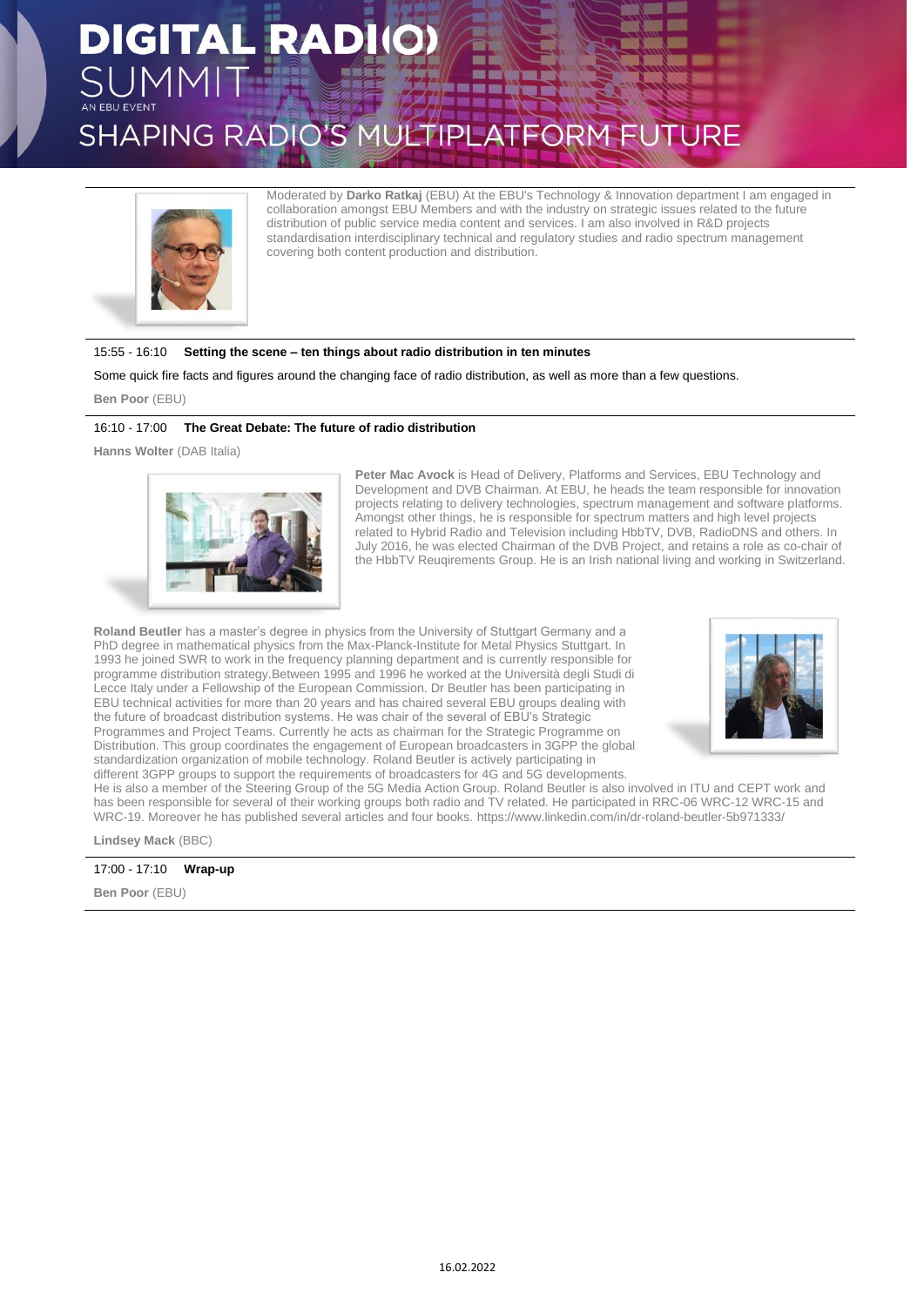Moderated by **Darko Ratkaj** (EBU) At the EBU's Technology & Innovation department I am engaged in collaboration amongst EBU Members and with the industry on strategic issues related to the future distribution of public service media content and services. I am also involved in R&D projects standardisation interdisciplinary technical and regulatory studies and radio spectrum management covering both content production and distribution.

15:55 - 16:10 **Setting the scene – ten things about radio distribution in ten minutes**

Some quick fire facts and figures around the changing face of radio distribution, as well as more than a few questions.

**Ben Poor** (EBU)

16:10 - 17:00 **The Great Debate: The future of radio distribution**

**Hanns Wolter** (DAB Italia)

**Peter Mac Avock** is Head of Delivery, Platforms and Services, EBU Technology and Development and DVB Chairman. At EBU, he heads the team responsible for innovation projects relating to delivery technologies, spectrum management and software platforms. Amongst other things, he is responsible for spectrum matters and high level projects related to Hybrid Radio and Television including HbbTV, DVB, RadioDNS and others. In July 2016, he was elected Chairman of the DVB Project, and retains a role as co-chair of the HbbTV Reuqirements Group. He is an Irish national living and working in Switzerland.

**Roland Beutler** has a master's degree in physics from the University of Stuttgart Germany and a PhD degree in mathematical physics from the Max-Planck-Institute for Metal Physics Stuttgart. In 1993 he joined SWR to work in the frequency planning department and is currently responsible for programme distribution strategy.Between 1995 and 1996 he worked at the Università degli Studi di Lecce Italy under a Fellowship of the European Commission. Dr Beutler has been participating in EBU technical activities for more than 20 years and has chaired several EBU groups dealing with the future of broadcast distribution systems. He was chair of the several of EBU's Strategic Programmes and Project Teams. Currently he acts as chairman for the Strategic Programme on Distribution. This group coordinates the engagement of European broadcasters in 3GPP the global standardization organization of mobile technology. Roland Beutler is actively participating in different 3GPP groups to support the requirements of broadcasters for 4G and 5G developments. He is also a member of the Steering Group of the 5G Media Action Group. Roland Beutler is also involved in ITU and CEPT work and has been responsible for several of their working groups both radio and TV related. He participated in RRC-06 WRC-12 WRC-15 and WRC-19. Moreover he has published several articles and four books. https://www.linkedin.com/in/dr-roland-beutler-5b971333/

**Lindsey Mack** (BBC)

17:00 - 17:10 **Wrap-up**

**Ben Poor** (EBU)